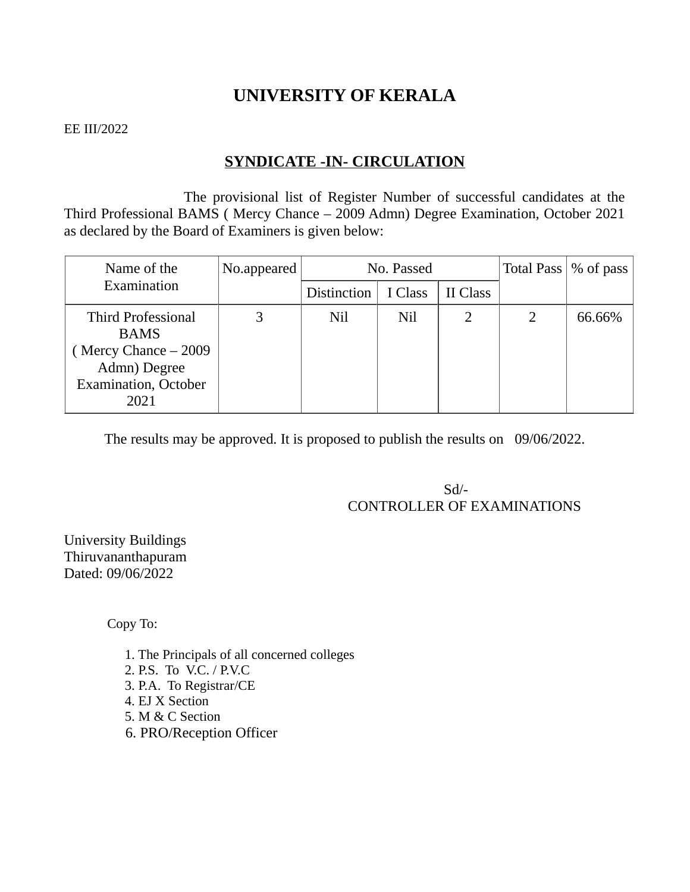# UNIVERSITY OF KERALA

EE III/2022

## SYNDICATE -IN- CIRCULATION

The provisional list of Register Number of successful candidates at the Third Professional BAMS ( Mercy Chance – 2009 Admn) Degree Examination, October 2021 as declared by the Board of Examiners is given below:

| Name of the Examination | No.appeared | No. Passed | | | Total Pass | % of pass |
|---|---|---|---|---|---|---|
| | | Distinction | I Class | II Class | | |
| Third Professional BAMS ( Mercy Chance – 2009 Admn) Degree Examination, October 2021 | 3 | Nil | Nil | 2 | 2 | 66.66% |

The results may be approved. It is proposed to publish the results on 09/06/2022.

Sd/-
CONTROLLER OF EXAMINATIONS

University Buildings
Thiruvananthapuram
Dated: 09/06/2022

Copy To:

1. The Principals of all concerned colleges
2. P.S. To V.C. / P.V.C
3. P.A. To Registrar/CE
4. EJ X Section
5. M & C Section
6. PRO/Reception Officer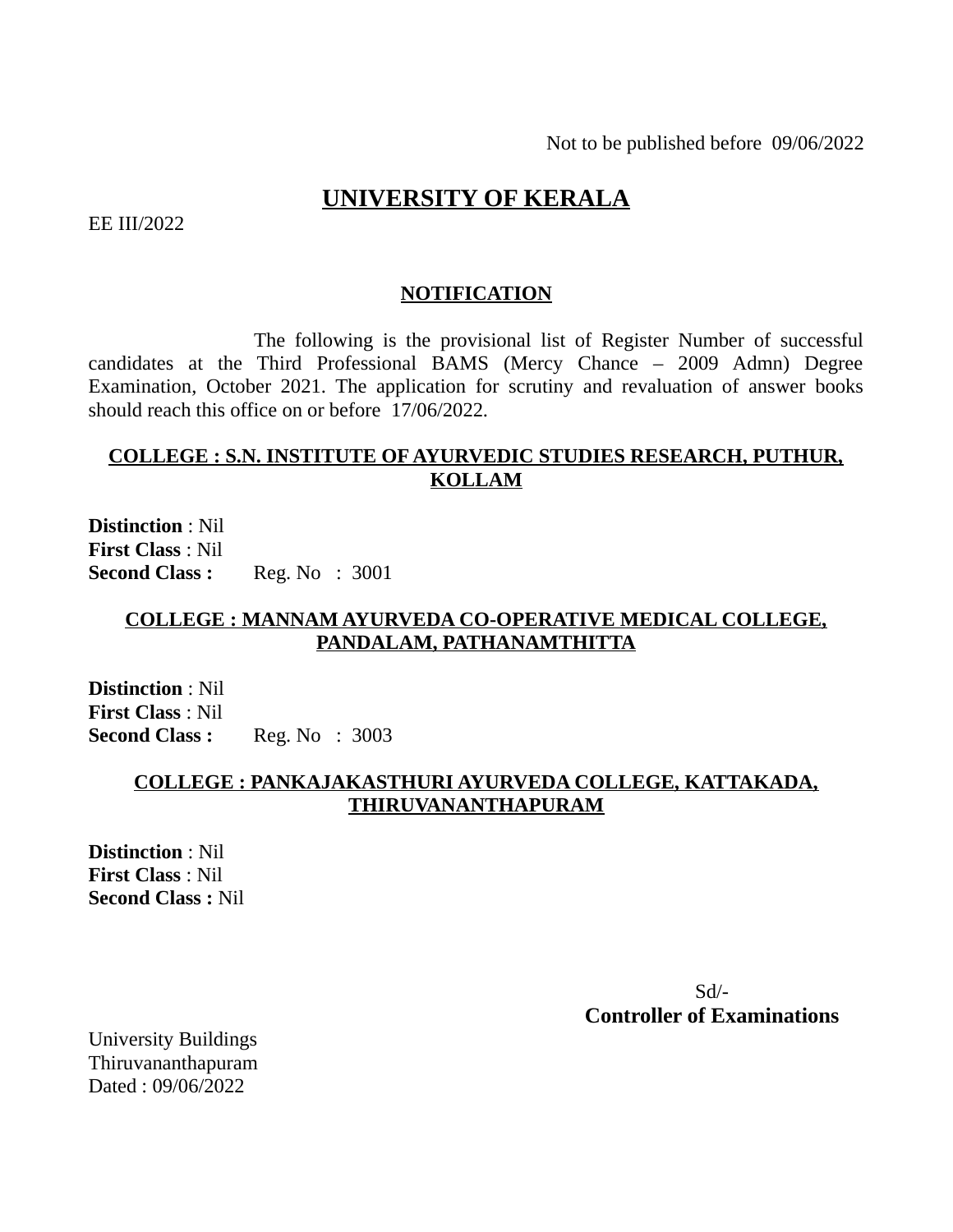Not to be published before 09/06/2022

# UNIVERSITY OF KERALA

EE III/2022

## NOTIFICATION

The following is the provisional list of Register Number of successful candidates at the Third Professional BAMS (Mercy Chance – 2009 Admn) Degree Examination, October 2021. The application for scrutiny and revaluation of answer books should reach this office on or before 17/06/2022.

### COLLEGE : S.N. INSTITUTE OF AYURVEDIC STUDIES RESEARCH, PUTHUR, KOLLAM

**Distinction** : Nil
**First Class** : Nil
**Second Class :** Reg. No : 3001

### COLLEGE : MANNAM AYURVEDA CO-OPERATIVE MEDICAL COLLEGE, PANDALAM, PATHANAMTHITTA

**Distinction** : Nil
**First Class** : Nil
**Second Class :** Reg. No : 3003

### COLLEGE : PANKAJAKASTHURI AYURVEDA COLLEGE, KATTAKADA, THIRUVANANTHAPURAM

**Distinction** : Nil
**First Class** : Nil
**Second Class :** Nil

Sd/-
**Controller of Examinations**

University Buildings
Thiruvananthapuram
Dated : 09/06/2022